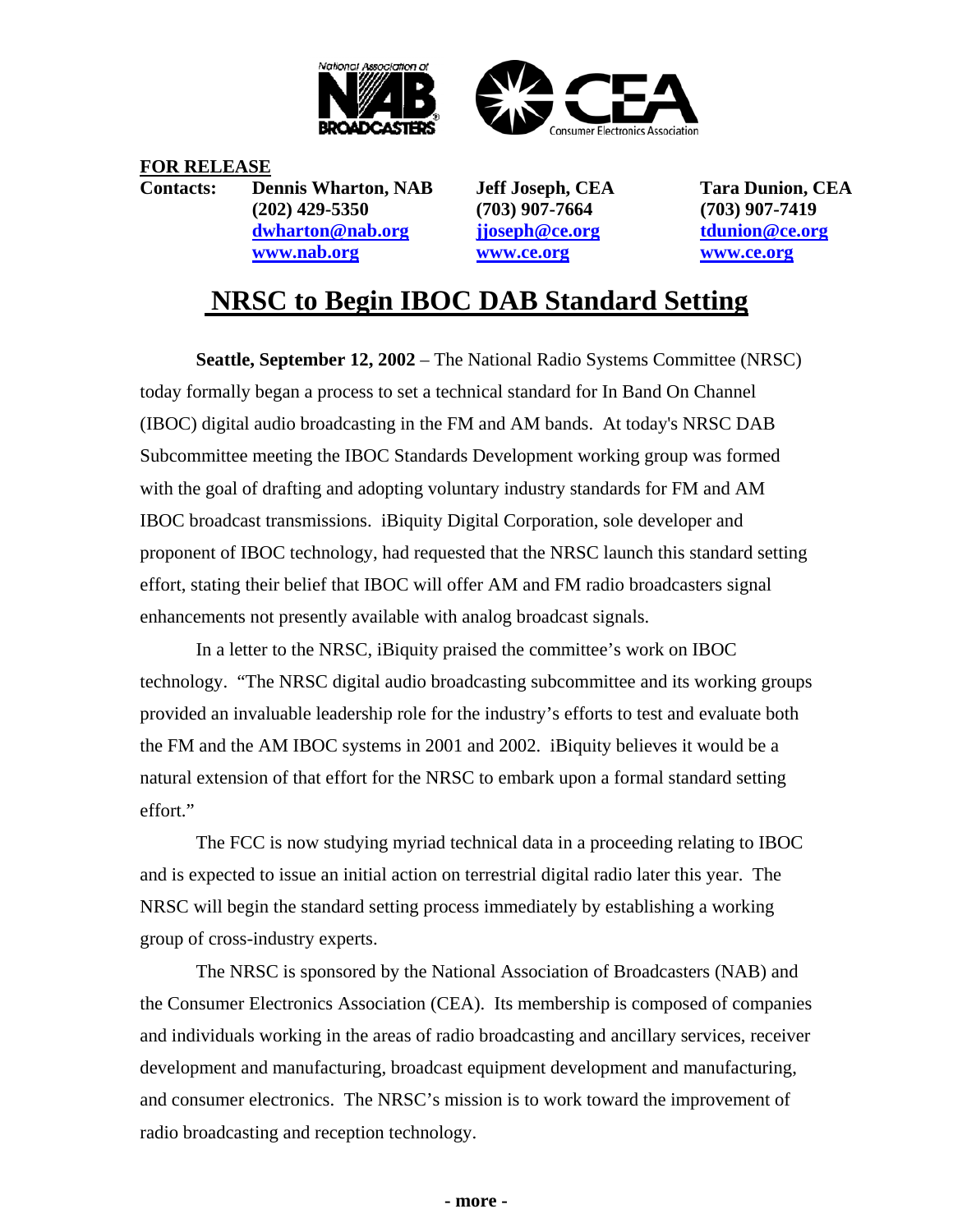**FOR RELEASE**

| **Contacts:** | **Dennis Wharton, NAB** | **Jeff Joseph, CEA** | **Tara Dunion, CEA** |
| --- | --- | --- | --- |
| | **(202) 429-5350** | **(703) 907-7664** | **(703) 907-7419** |
| | **dwharton@nab.org** | **jjoseph@ce.org** | **tdunion@ce.org** |
| | **www.nab.org** | **www.ce.org** | **www.ce.org** |

# NRSC to Begin IBOC DAB Standard Setting

**Seattle, September 12, 2002** – The National Radio Systems Committee (NRSC) today formally began a process to set a technical standard for In Band On Channel (IBOC) digital audio broadcasting in the FM and AM bands. At today's NRSC DAB Subcommittee meeting the IBOC Standards Development working group was formed with the goal of drafting and adopting voluntary industry standards for FM and AM IBOC broadcast transmissions. iBiquity Digital Corporation, sole developer and proponent of IBOC technology, had requested that the NRSC launch this standard setting effort, stating their belief that IBOC will offer AM and FM radio broadcasters signal enhancements not presently available with analog broadcast signals.

In a letter to the NRSC, iBiquity praised the committee's work on IBOC technology. "The NRSC digital audio broadcasting subcommittee and its working groups provided an invaluable leadership role for the industry's efforts to test and evaluate both the FM and the AM IBOC systems in 2001 and 2002. iBiquity believes it would be a natural extension of that effort for the NRSC to embark upon a formal standard setting effort."

The FCC is now studying myriad technical data in a proceeding relating to IBOC and is expected to issue an initial action on terrestrial digital radio later this year. The NRSC will begin the standard setting process immediately by establishing a working group of cross-industry experts.

The NRSC is sponsored by the National Association of Broadcasters (NAB) and the Consumer Electronics Association (CEA). Its membership is composed of companies and individuals working in the areas of radio broadcasting and ancillary services, receiver development and manufacturing, broadcast equipment development and manufacturing, and consumer electronics. The NRSC's mission is to work toward the improvement of radio broadcasting and reception technology.

**- more -**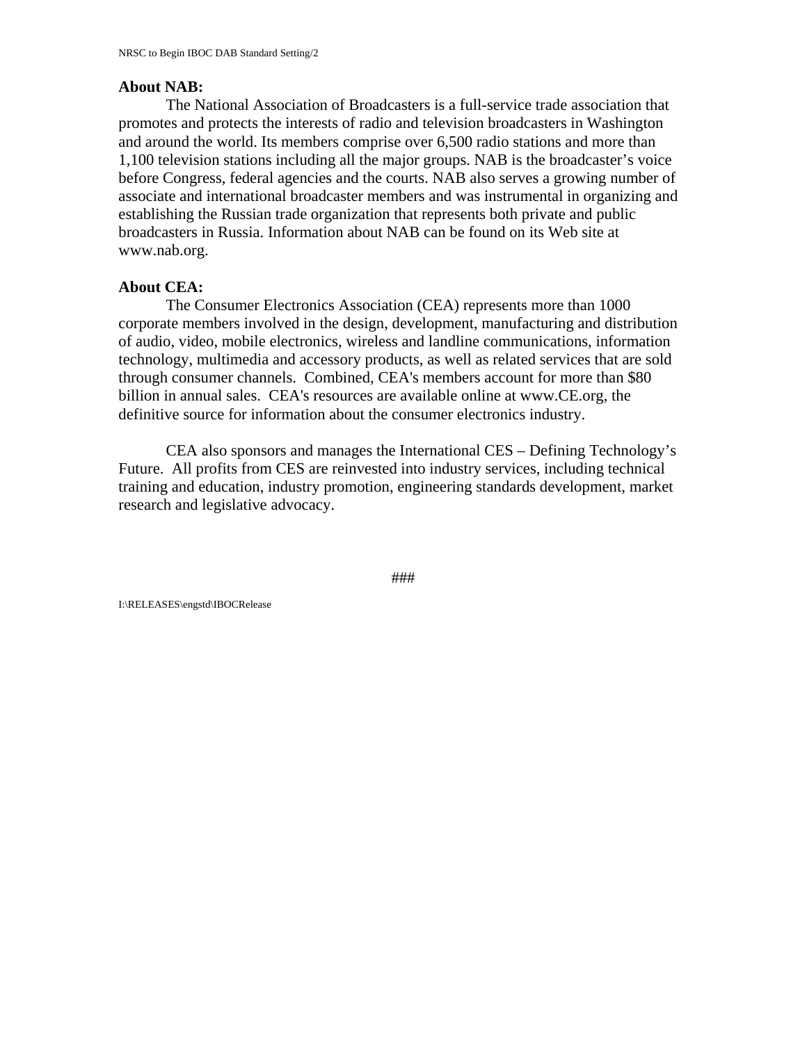**About NAB:**

The National Association of Broadcasters is a full-service trade association that promotes and protects the interests of radio and television broadcasters in Washington and around the world. Its members comprise over 6,500 radio stations and more than 1,100 television stations including all the major groups. NAB is the broadcaster's voice before Congress, federal agencies and the courts. NAB also serves a growing number of associate and international broadcaster members and was instrumental in organizing and establishing the Russian trade organization that represents both private and public broadcasters in Russia. Information about NAB can be found on its Web site at www.nab.org.

**About CEA:**

The Consumer Electronics Association (CEA) represents more than 1000 corporate members involved in the design, development, manufacturing and distribution of audio, video, mobile electronics, wireless and landline communications, information technology, multimedia and accessory products, as well as related services that are sold through consumer channels. Combined, CEA's members account for more than $80 billion in annual sales. CEA's resources are available online at www.CE.org, the definitive source for information about the consumer electronics industry.

CEA also sponsors and manages the International CES – Defining Technology's Future. All profits from CES are reinvested into industry services, including technical training and education, industry promotion, engineering standards development, market research and legislative advocacy.

###

I:\RELEASES\engstd\IBOCRelease